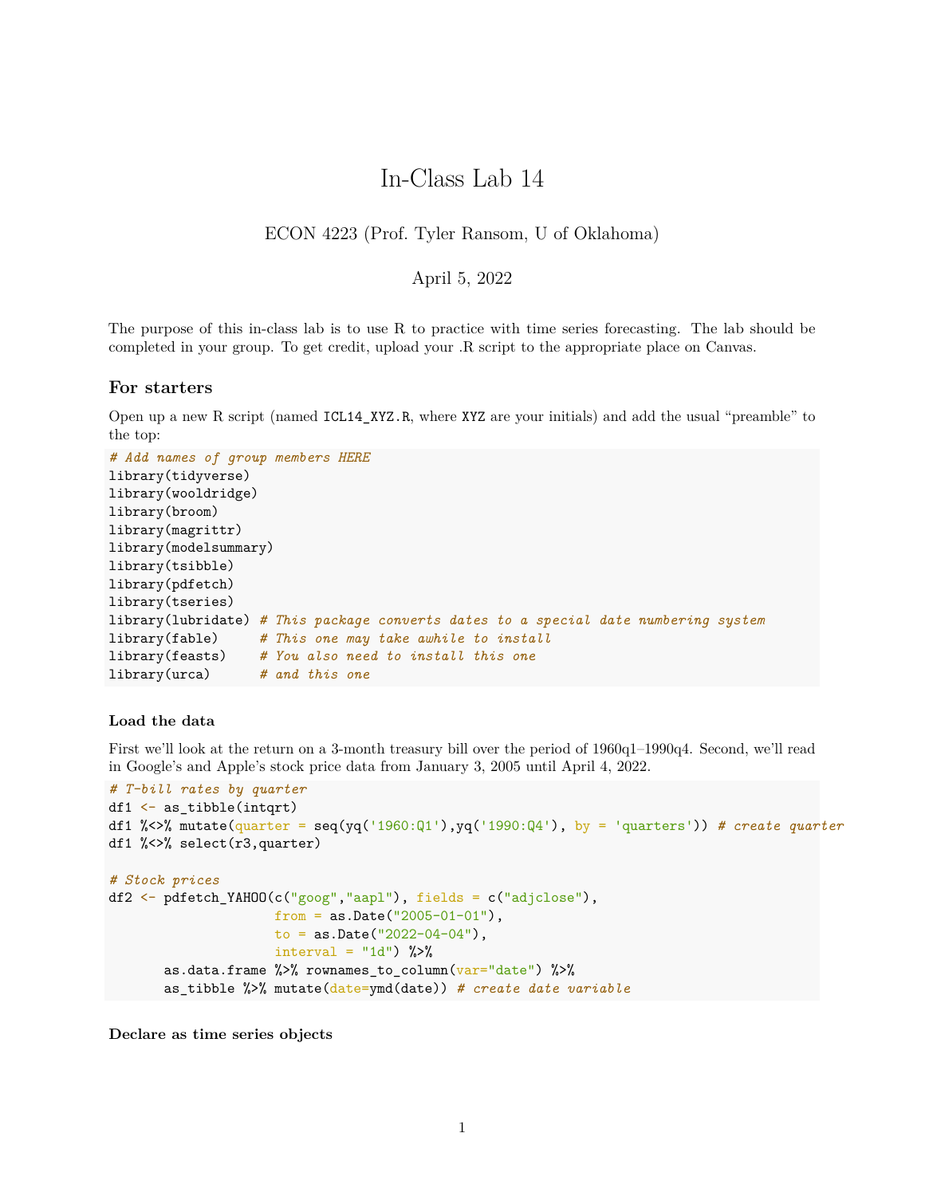# In-Class Lab 14

ECON 4223 (Prof. Tyler Ransom, U of Oklahoma)

April 5, 2022

The purpose of this in-class lab is to use R to practice with time series forecasting. The lab should be completed in your group. To get credit, upload your .R script to the appropriate place on Canvas.

## For starters

Open up a new R script (named `ICL14_XYZ.R`, where `XYZ` are your initials) and add the usual "preamble" to the top:

```
# Add names of group members HERE
library(tidyverse)
library(wooldridge)
library(broom)
library(magrittr)
library(modelsummary)
library(tsibble)
library(pdfetch)
library(tseries)
library(lubridate) # This package converts dates to a special date numbering system
library(fable)     # This one may take awhile to install
library(feasts)    # You also need to install this one
library(urca)      # and this one
```

### Load the data

First we'll look at the return on a 3-month treasury bill over the period of 1960q1–1990q4. Second, we'll read in Google's and Apple's stock price data from January 3, 2005 until April 4, 2022.

```
# T-bill rates by quarter
df1 <- as_tibble(intqrt)
df1 %<>% mutate(quarter = seq(yq('1960:Q1'),yq('1990:Q4'), by = 'quarters')) # create quarter
df1 %<>% select(r3,quarter)

# Stock prices
df2 <- pdfetch_YAHOO(c("goog","aapl"), fields = c("adjclose"),
                     from = as.Date("2005-01-01"),
                     to = as.Date("2022-04-04"),
                     interval = "1d") %>%
       as.data.frame %>% rownames_to_column(var="date") %>%
       as_tibble %>% mutate(date=ymd(date)) # create date variable
```

### Declare as time series objects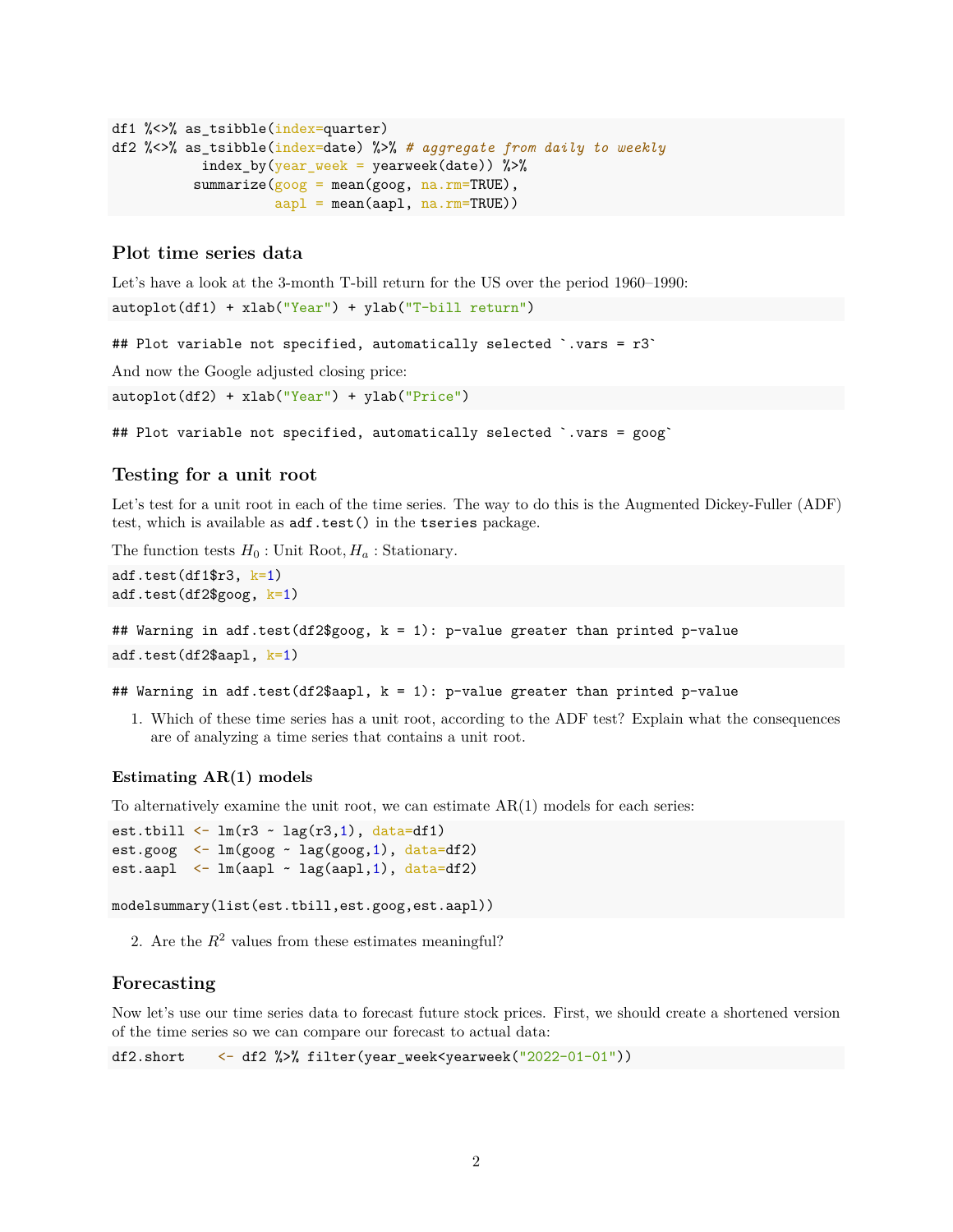```
df1 %<>% as_tsibble(index=quarter)
df2 %<>% as_tsibble(index=date) %>% # aggregate from daily to weekly
          index_by(year_week = yearweek(date)) %>%
         summarize(goog = mean(goog, na.rm=TRUE),
                   aapl = mean(aapl, na.rm=TRUE))
```

## Plot time series data

Let's have a look at the 3-month T-bill return for the US over the period 1960–1990:

```
autoplot(df1) + xlab("Year") + ylab("T-bill return")
```

```
## Plot variable not specified, automatically selected `.vars = r3`
```

And now the Google adjusted closing price:

```
autoplot(df2) + xlab("Year") + ylab("Price")
```

```
## Plot variable not specified, automatically selected `.vars = goog`
```

## Testing for a unit root

Let's test for a unit root in each of the time series. The way to do this is the Augmented Dickey-Fuller (ADF) test, which is available as `adf.test()` in the `tseries` package.

The function tests $H_0$ : Unit Root, $H_a$ : Stationary.

```
adf.test(df1$r3, k=1)
adf.test(df2$goog, k=1)
```

```
## Warning in adf.test(df2$goog, k = 1): p-value greater than printed p-value
```

```
adf.test(df2$aapl, k=1)
```

```
## Warning in adf.test(df2$aapl, k = 1): p-value greater than printed p-value
```

1. Which of these time series has a unit root, according to the ADF test? Explain what the consequences are of analyzing a time series that contains a unit root.

### Estimating AR(1) models

To alternatively examine the unit root, we can estimate AR(1) models for each series:

```
est.tbill <- lm(r3 ~ lag(r3,1), data=df1)
est.goog  <- lm(goog ~ lag(goog,1), data=df2)
est.aapl  <- lm(aapl ~ lag(aapl,1), data=df2)

modelsummary(list(est.tbill,est.goog,est.aapl))
```

2. Are the $R^2$ values from these estimates meaningful?

## Forecasting

Now let's use our time series data to forecast future stock prices. First, we should create a shortened version of the time series so we can compare our forecast to actual data:

```
df2.short    <- df2 %>% filter(year_week<yearweek("2022-01-01"))
```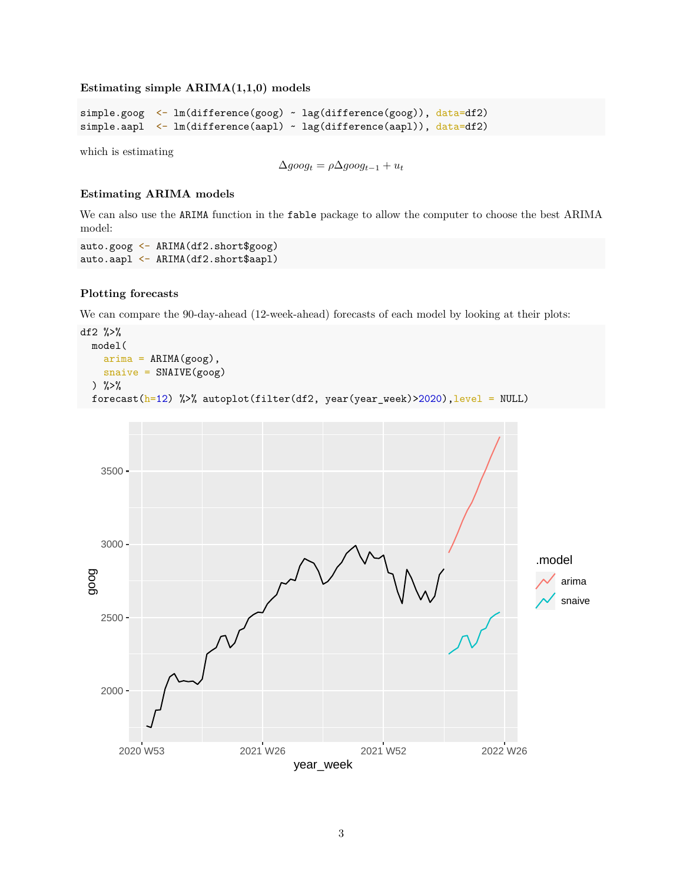### Estimating simple ARIMA(1,1,0) models

```
simple.goog  <- lm(difference(goog) ~ lag(difference(goog)), data=df2)
simple.aapl  <- lm(difference(aapl) ~ lag(difference(aapl)), data=df2)
```

which is estimating

$$\Delta goog_t = \rho \Delta goog_{t-1} + u_t$$

### Estimating ARIMA models

We can also use the `ARIMA` function in the `fable` package to allow the computer to choose the best ARIMA model:

```
auto.goog <- ARIMA(df2.short$goog)
auto.aapl <- ARIMA(df2.short$aapl)
```

### Plotting forecasts

We can compare the 90-day-ahead (12-week-ahead) forecasts of each model by looking at their plots:

```
df2 %>%
  model(
    arima = ARIMA(goog),
    snaive = SNAIVE(goog)
  ) %>%
  forecast(h=12) %>% autoplot(filter(df2, year(year_week)>2020),level = NULL)
```

goog

3500
3000
2500
2000

2020 W53
2021 W26
2021 W52
2022 W26

year_week

.model
arima
snaive